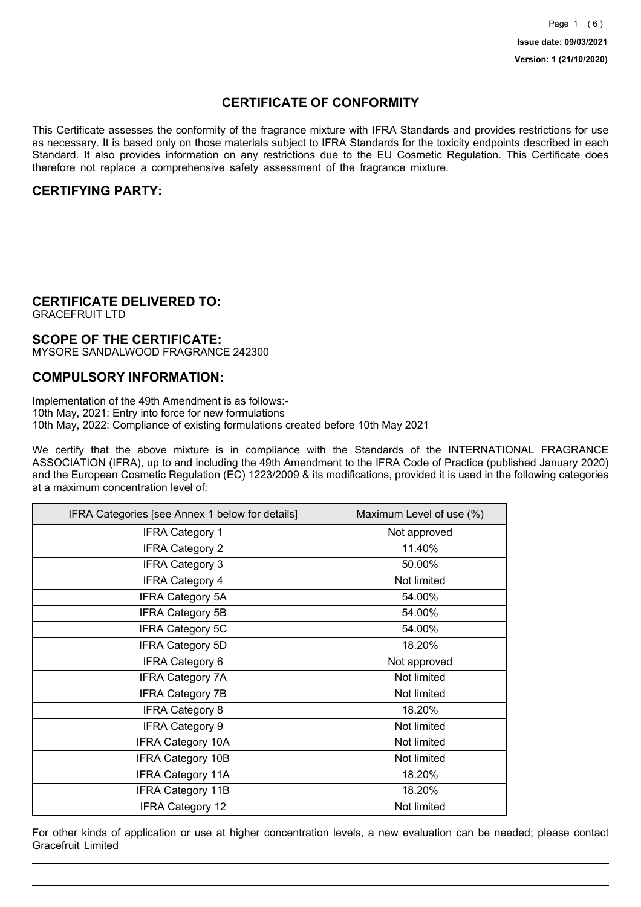Issue date: 09/03/2021

Version: 1 (21/10/2020)

# CERTIFICATE OF CONFORMITY

This Certificate assesses the conformity of the fragrance mixture with IFRA Standards and provides restrictions for use as necessary. It is based only on those materials subject to IFRA Standards for the toxicity endpoints described in each Standard. It also provides information on any restrictions due to the EU Cosmetic Regulation. This Certificate does therefore not replace a comprehensive safety assessment of the fragrance mixture.

## CERTIFYING PARTY:

## CERTIFICATE DELIVERED TO:

GRACEFRUIT LTD

## SCOPE OF THE CERTIFICATE:

MYSORE SANDALWOOD FRAGRANCE 242300

## COMPULSORY INFORMATION:

Implementation of the 49th Amendment is as follows:-
10th May, 2021: Entry into force for new formulations
10th May, 2022: Compliance of existing formulations created before 10th May 2021

We certify that the above mixture is in compliance with the Standards of the INTERNATIONAL FRAGRANCE ASSOCIATION (IFRA), up to and including the 49th Amendment to the IFRA Code of Practice (published January 2020) and the European Cosmetic Regulation (EC) 1223/2009 & its modifications, provided it is used in the following categories at a maximum concentration level of:

| IFRA Categories [see Annex 1 below for details] | Maximum Level of use (%) |
|---|---|
| IFRA Category 1 | Not approved |
| IFRA Category 2 | 11.40% |
| IFRA Category 3 | 50.00% |
| IFRA Category 4 | Not limited |
| IFRA Category 5A | 54.00% |
| IFRA Category 5B | 54.00% |
| IFRA Category 5C | 54.00% |
| IFRA Category 5D | 18.20% |
| IFRA Category 6 | Not approved |
| IFRA Category 7A | Not limited |
| IFRA Category 7B | Not limited |
| IFRA Category 8 | 18.20% |
| IFRA Category 9 | Not limited |
| IFRA Category 10A | Not limited |
| IFRA Category 10B | Not limited |
| IFRA Category 11A | 18.20% |
| IFRA Category 11B | 18.20% |
| IFRA Category 12 | Not limited |

For other kinds of application or use at higher concentration levels, a new evaluation can be needed; please contact Gracefruit Limited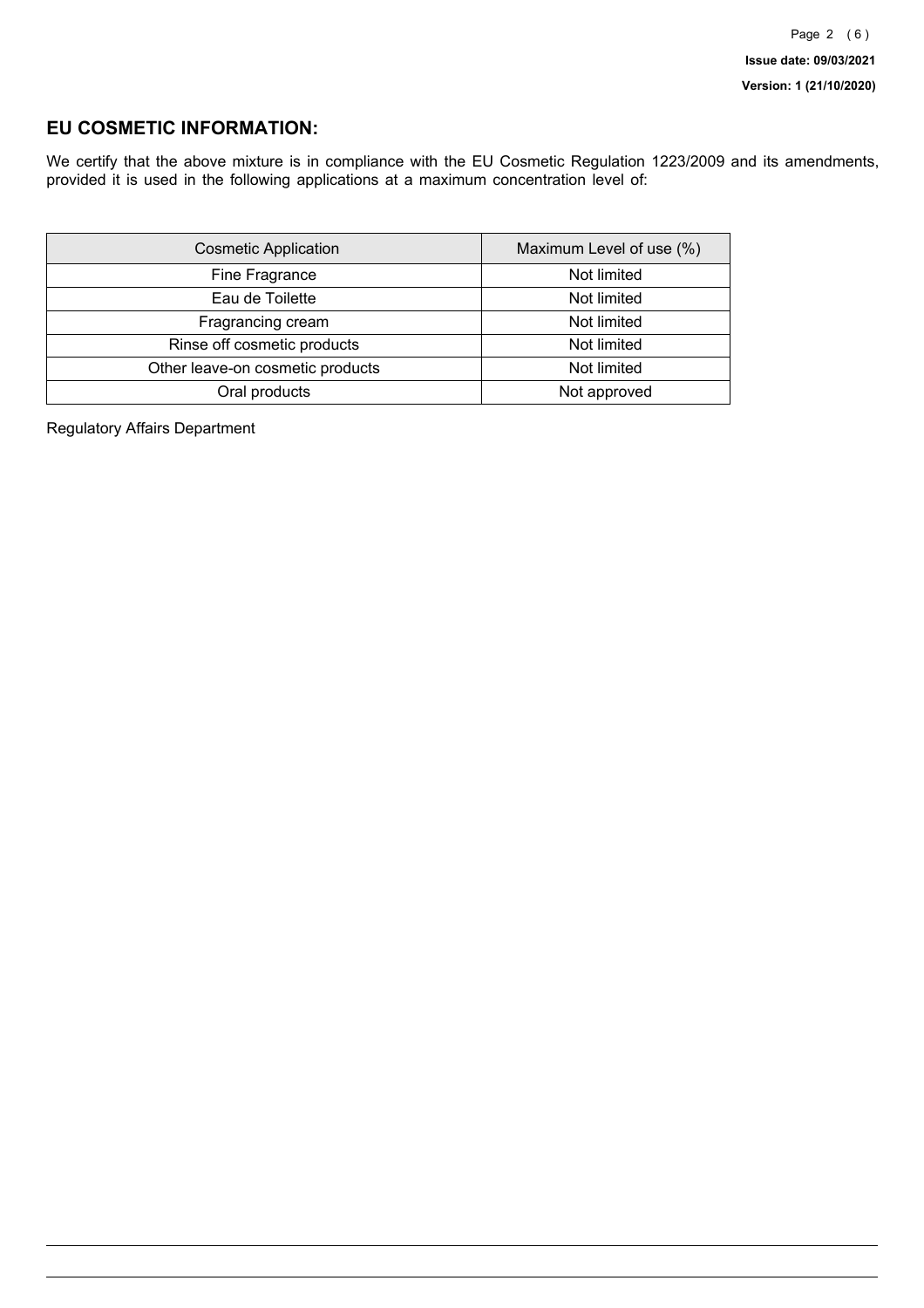## EU COSMETIC INFORMATION:

We certify that the above mixture is in compliance with the EU Cosmetic Regulation 1223/2009 and its amendments, provided it is used in the following applications at a maximum concentration level of:

| Cosmetic Application | Maximum Level of use (%) |
| --- | --- |
| Fine Fragrance | Not limited |
| Eau de Toilette | Not limited |
| Fragrancing cream | Not limited |
| Rinse off cosmetic products | Not limited |
| Other leave-on cosmetic products | Not limited |
| Oral products | Not approved |

Regulatory Affairs Department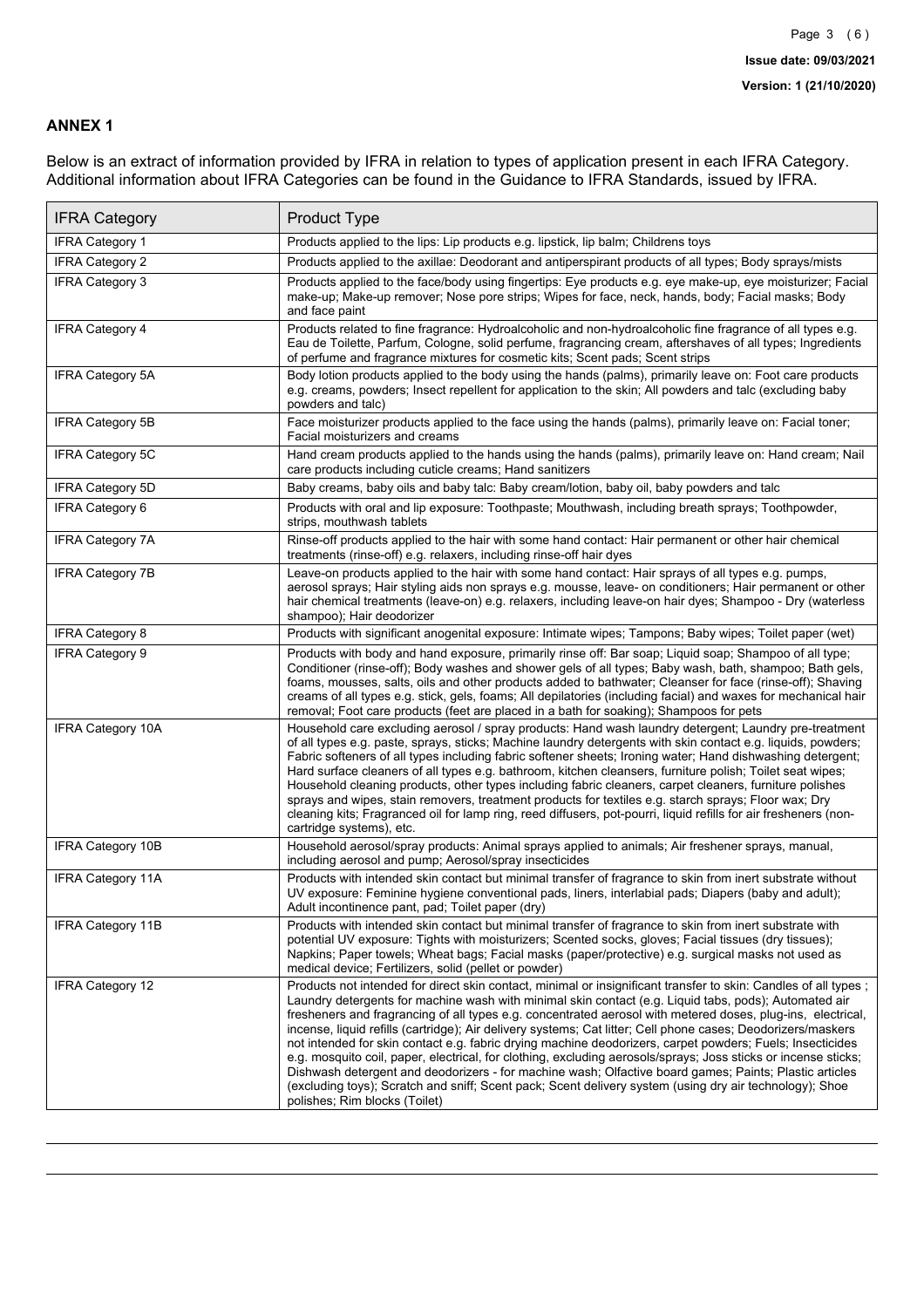## ANNEX 1

Below is an extract of information provided by IFRA in relation to types of application present in each IFRA Category. Additional information about IFRA Categories can be found in the Guidance to IFRA Standards, issued by IFRA.

| IFRA Category | Product Type |
| --- | --- |
| IFRA Category 1 | Products applied to the lips: Lip products e.g. lipstick, lip balm; Childrens toys |
| IFRA Category 2 | Products applied to the axillae: Deodorant and antiperspirant products of all types; Body sprays/mists |
| IFRA Category 3 | Products applied to the face/body using fingertips: Eye products e.g. eye make-up, eye moisturizer; Facial make-up; Make-up remover; Nose pore strips; Wipes for face, neck, hands, body; Facial masks; Body and face paint |
| IFRA Category 4 | Products related to fine fragrance: Hydroalcoholic and non-hydroalcoholic fine fragrance of all types e.g. Eau de Toilette, Parfum, Cologne, solid perfume, fragrancing cream, aftershaves of all types; Ingredients of perfume and fragrance mixtures for cosmetic kits; Scent pads; Scent strips |
| IFRA Category 5A | Body lotion products applied to the body using the hands (palms), primarily leave on: Foot care products e.g. creams, powders; Insect repellent for application to the skin; All powders and talc (excluding baby powders and talc) |
| IFRA Category 5B | Face moisturizer products applied to the face using the hands (palms), primarily leave on: Facial toner; Facial moisturizers and creams |
| IFRA Category 5C | Hand cream products applied to the hands using the hands (palms), primarily leave on: Hand cream; Nail care products including cuticle creams; Hand sanitizers |
| IFRA Category 5D | Baby creams, baby oils and baby talc: Baby cream/lotion, baby oil, baby powders and talc |
| IFRA Category 6 | Products with oral and lip exposure: Toothpaste; Mouthwash, including breath sprays; Toothpowder, strips, mouthwash tablets |
| IFRA Category 7A | Rinse-off products applied to the hair with some hand contact: Hair permanent or other hair chemical treatments (rinse-off) e.g. relaxers, including rinse-off hair dyes |
| IFRA Category 7B | Leave-on products applied to the hair with some hand contact: Hair sprays of all types e.g. pumps, aerosol sprays; Hair styling aids non sprays e.g. mousse, leave- on conditioners; Hair permanent or other hair chemical treatments (leave-on) e.g. relaxers, including leave-on hair dyes; Shampoo - Dry (waterless shampoo); Hair deodorizer |
| IFRA Category 8 | Products with significant anogenital exposure: Intimate wipes; Tampons; Baby wipes; Toilet paper (wet) |
| IFRA Category 9 | Products with body and hand exposure, primarily rinse off: Bar soap; Liquid soap; Shampoo of all type; Conditioner (rinse-off); Body washes and shower gels of all types; Baby wash, bath, shampoo; Bath gels, foams, mousses, salts, oils and other products added to bathwater; Cleanser for face (rinse-off); Shaving creams of all types e.g. stick, gels, foams; All depilatories (including facial) and waxes for mechanical hair removal; Foot care products (feet are placed in a bath for soaking); Shampoos for pets |
| IFRA Category 10A | Household care excluding aerosol / spray products: Hand wash laundry detergent; Laundry pre-treatment of all types e.g. paste, sprays, sticks; Machine laundry detergents with skin contact e.g. liquids, powders; Fabric softeners of all types including fabric softener sheets; Ironing water; Hand dishwashing detergent; Hard surface cleaners of all types e.g. bathroom, kitchen cleansers, furniture polish; Toilet seat wipes; Household cleaning products, other types including fabric cleaners, carpet cleaners, furniture polishes sprays and wipes, stain removers, treatment products for textiles e.g. starch sprays; Floor wax; Dry cleaning kits; Fragranced oil for lamp ring, reed diffusers, pot-pourri, liquid refills for air fresheners (non-cartridge systems), etc. |
| IFRA Category 10B | Household aerosol/spray products: Animal sprays applied to animals; Air freshener sprays, manual, including aerosol and pump; Aerosol/spray insecticides |
| IFRA Category 11A | Products with intended skin contact but minimal transfer of fragrance to skin from inert substrate without UV exposure: Feminine hygiene conventional pads, liners, interlabial pads; Diapers (baby and adult); Adult incontinence pant, pad; Toilet paper (dry) |
| IFRA Category 11B | Products with intended skin contact but minimal transfer of fragrance to skin from inert substrate with potential UV exposure: Tights with moisturizers; Scented socks, gloves; Facial tissues (dry tissues); Napkins; Paper towels; Wheat bags; Facial masks (paper/protective) e.g. surgical masks not used as medical device; Fertilizers, solid (pellet or powder) |
| IFRA Category 12 | Products not intended for direct skin contact, minimal or insignificant transfer to skin: Candles of all types ; Laundry detergents for machine wash with minimal skin contact (e.g. Liquid tabs, pods); Automated air fresheners and fragrancing of all types e.g. concentrated aerosol with metered doses, plug-ins, electrical, incense, liquid refills (cartridge); Air delivery systems; Cat litter; Cell phone cases; Deodorizers/maskers not intended for skin contact e.g. fabric drying machine deodorizers, carpet powders; Fuels; Insecticides e.g. mosquito coil, paper, electrical, for clothing, excluding aerosols/sprays; Joss sticks or incense sticks; Dishwash detergent and deodorizers - for machine wash; Olfactive board games; Paints; Plastic articles (excluding toys); Scratch and sniff; Scent pack; Scent delivery system (using dry air technology); Shoe polishes; Rim blocks (Toilet) |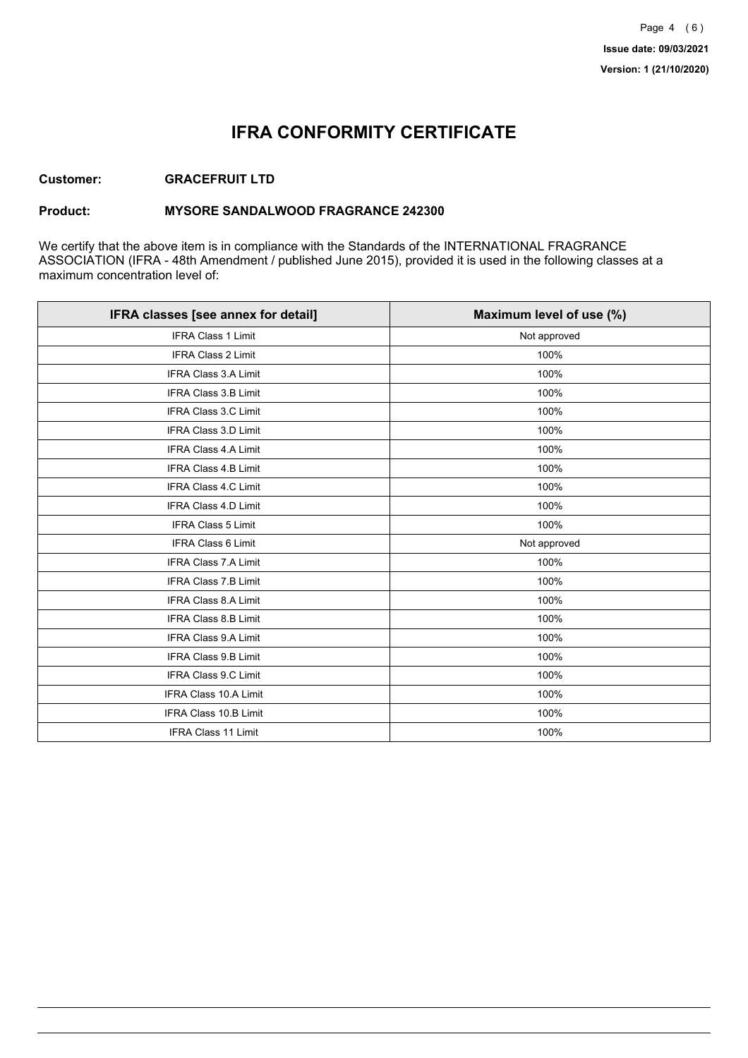# IFRA CONFORMITY CERTIFICATE

**Customer:** **GRACEFRUIT LTD**

**Product:** **MYSORE SANDALWOOD FRAGRANCE 242300**

We certify that the above item is in compliance with the Standards of the INTERNATIONAL FRAGRANCE ASSOCIATION (IFRA - 48th Amendment / published June 2015), provided it is used in the following classes at a maximum concentration level of:

| IFRA classes [see annex for detail] | Maximum level of use (%) |
| --- | --- |
| IFRA Class 1 Limit | Not approved |
| IFRA Class 2 Limit | 100% |
| IFRA Class 3.A Limit | 100% |
| IFRA Class 3.B Limit | 100% |
| IFRA Class 3.C Limit | 100% |
| IFRA Class 3.D Limit | 100% |
| IFRA Class 4.A Limit | 100% |
| IFRA Class 4.B Limit | 100% |
| IFRA Class 4.C Limit | 100% |
| IFRA Class 4.D Limit | 100% |
| IFRA Class 5 Limit | 100% |
| IFRA Class 6 Limit | Not approved |
| IFRA Class 7.A Limit | 100% |
| IFRA Class 7.B Limit | 100% |
| IFRA Class 8.A Limit | 100% |
| IFRA Class 8.B Limit | 100% |
| IFRA Class 9.A Limit | 100% |
| IFRA Class 9.B Limit | 100% |
| IFRA Class 9.C Limit | 100% |
| IFRA Class 10.A Limit | 100% |
| IFRA Class 10.B Limit | 100% |
| IFRA Class 11 Limit | 100% |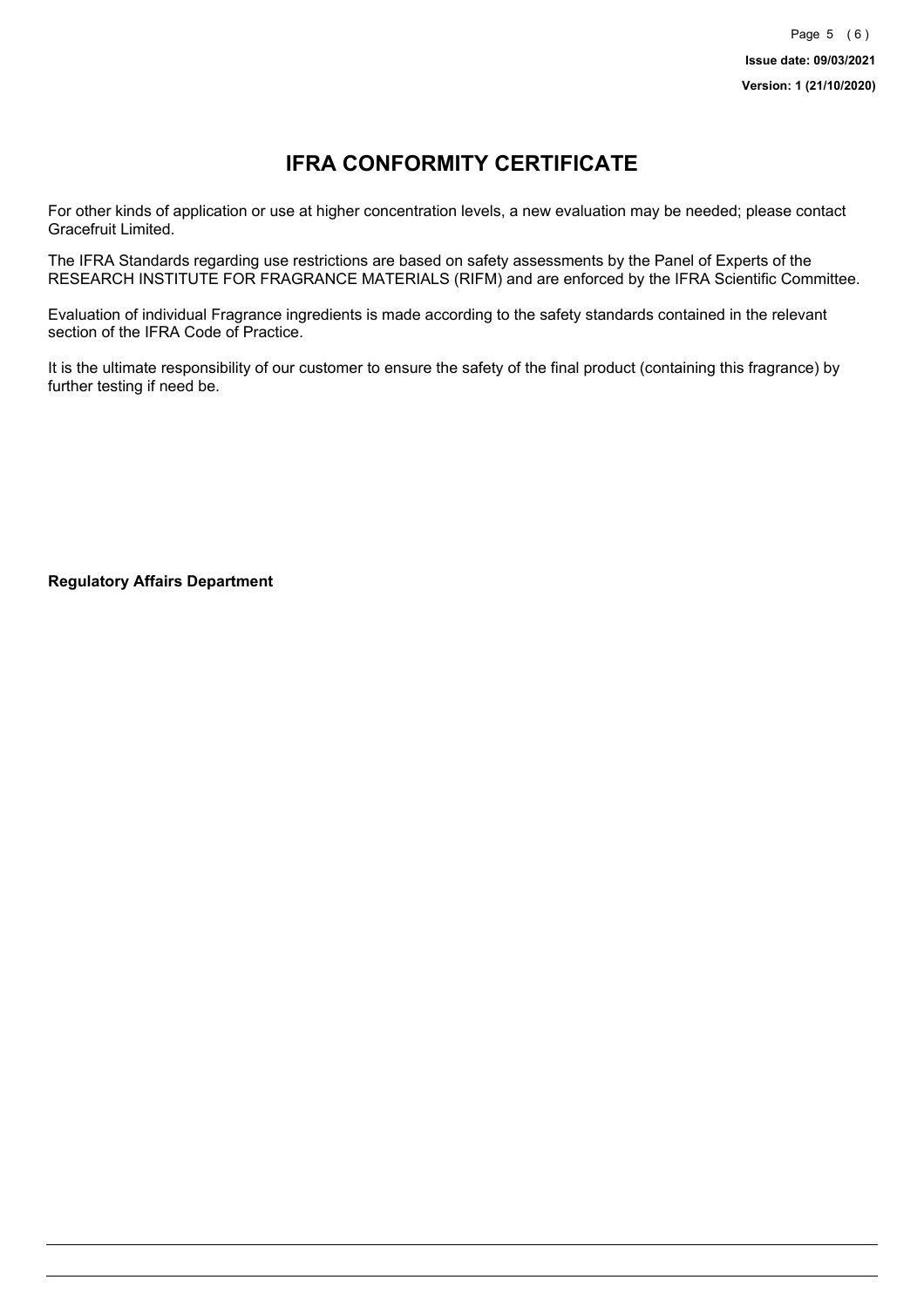# IFRA CONFORMITY CERTIFICATE

For other kinds of application or use at higher concentration levels, a new evaluation may be needed; please contact Gracefruit Limited.

The IFRA Standards regarding use restrictions are based on safety assessments by the Panel of Experts of the RESEARCH INSTITUTE FOR FRAGRANCE MATERIALS (RIFM) and are enforced by the IFRA Scientific Committee.

Evaluation of individual Fragrance ingredients is made according to the safety standards contained in the relevant section of the IFRA Code of Practice.

It is the ultimate responsibility of our customer to ensure the safety of the final product (containing this fragrance) by further testing if need be.

**Regulatory Affairs Department**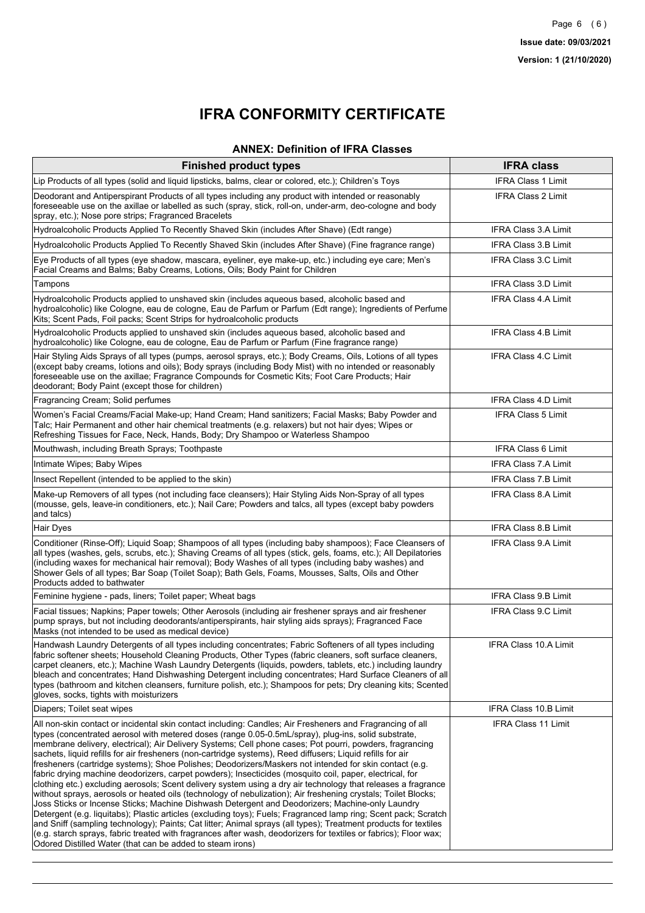# IFRA CONFORMITY CERTIFICATE

## ANNEX: Definition of IFRA Classes

| Finished product types | IFRA class |
|---|---|
| Lip Products of all types (solid and liquid lipsticks, balms, clear or colored, etc.); Children's Toys | IFRA Class 1 Limit |
| Deodorant and Antiperspirant Products of all types including any product with intended or reasonably foreseeable use on the axillae or labelled as such (spray, stick, roll-on, under-arm, deo-cologne and body spray, etc.); Nose pore strips; Fragranced Bracelets | IFRA Class 2 Limit |
| Hydroalcoholic Products Applied To Recently Shaved Skin (includes After Shave) (Edt range) | IFRA Class 3.A Limit |
| Hydroalcoholic Products Applied To Recently Shaved Skin (includes After Shave) (Fine fragrance range) | IFRA Class 3.B Limit |
| Eye Products of all types (eye shadow, mascara, eyeliner, eye make-up, etc.) including eye care; Men's Facial Creams and Balms; Baby Creams, Lotions, Oils; Body Paint for Children | IFRA Class 3.C Limit |
| Tampons | IFRA Class 3.D Limit |
| Hydroalcoholic Products applied to unshaved skin (includes aqueous based, alcoholic based and hydroalcoholic) like Cologne, eau de cologne, Eau de Parfum or Parfum (Edt range); Ingredients of Perfume Kits; Scent Pads, Foil packs; Scent Strips for hydroalcoholic products | IFRA Class 4.A Limit |
| Hydroalcoholic Products applied to unshaved skin (includes aqueous based, alcoholic based and hydroalcoholic) like Cologne, eau de cologne, Eau de Parfum or Parfum (Fine fragrance range) | IFRA Class 4.B Limit |
| Hair Styling Aids Sprays of all types (pumps, aerosol sprays, etc.); Body Creams, Oils, Lotions of all types (except baby creams, lotions and oils); Body sprays (including Body Mist) with no intended or reasonably foreseeable use on the axillae; Fragrance Compounds for Cosmetic Kits; Foot Care Products; Hair deodorant; Body Paint (except those for children) | IFRA Class 4.C Limit |
| Fragrancing Cream; Solid perfumes | IFRA Class 4.D Limit |
| Women's Facial Creams/Facial Make-up; Hand Cream; Hand sanitizers; Facial Masks; Baby Powder and Talc; Hair Permanent and other hair chemical treatments (e.g. relaxers) but not hair dyes; Wipes or Refreshing Tissues for Face, Neck, Hands, Body; Dry Shampoo or Waterless Shampoo | IFRA Class 5 Limit |
| Mouthwash, including Breath Sprays; Toothpaste | IFRA Class 6 Limit |
| Intimate Wipes; Baby Wipes | IFRA Class 7.A Limit |
| Insect Repellent (intended to be applied to the skin) | IFRA Class 7.B Limit |
| Make-up Removers of all types (not including face cleansers); Hair Styling Aids Non-Spray of all types (mousse, gels, leave-in conditioners, etc.); Nail Care; Powders and talcs, all types (except baby powders and talcs) | IFRA Class 8.A Limit |
| Hair Dyes | IFRA Class 8.B Limit |
| Conditioner (Rinse-Off); Liquid Soap; Shampoos of all types (including baby shampoos); Face Cleansers of all types (washes, gels, scrubs, etc.); Shaving Creams of all types (stick, gels, foams, etc.); All Depilatories (including waxes for mechanical hair removal); Body Washes of all types (including baby washes) and Shower Gels of all types; Bar Soap (Toilet Soap); Bath Gels, Foams, Mousses, Salts, Oils and Other Products added to bathwater | IFRA Class 9.A Limit |
| Feminine hygiene - pads, liners; Toilet paper; Wheat bags | IFRA Class 9.B Limit |
| Facial tissues; Napkins; Paper towels; Other Aerosols (including air freshener sprays and air freshener pump sprays, but not including deodorants/antiperspirants, hair styling aids sprays); Fragranced Face Masks (not intended to be used as medical device) | IFRA Class 9.C Limit |
| Handwash Laundry Detergents of all types including concentrates; Fabric Softeners of all types including fabric softener sheets; Household Cleaning Products, Other Types (fabric cleaners, soft surface cleaners, carpet cleaners, etc.); Machine Wash Laundry Detergents (liquids, powders, tablets, etc.) including laundry bleach and concentrates; Hand Dishwashing Detergent including concentrates; Hard Surface Cleaners of all types (bathroom and kitchen cleansers, furniture polish, etc.); Shampoos for pets; Dry cleaning kits; Scented gloves, socks, tights with moisturizers | IFRA Class 10.A Limit |
| Diapers; Toilet seat wipes | IFRA Class 10.B Limit |
| All non-skin contact or incidental skin contact including: Candles; Air Fresheners and Fragrancing of all types (concentrated aerosol with metered doses (range 0.05-0.5mL/spray), plug-ins, solid substrate, membrane delivery, electrical); Air Delivery Systems; Cell phone cases; Pot pourri, powders, fragrancing sachets, liquid refills for air fresheners (non-cartridge systems), Reed diffusers; Liquid refills for air fresheners (cartridge systems); Shoe Polishes; Deodorizers/Maskers not intended for skin contact (e.g. fabric drying machine deodorizers, carpet powders); Insecticides (mosquito coil, paper, electrical, for clothing etc.) excluding aerosols; Scent delivery system using a dry air technology that releases a fragrance without sprays, aerosols or heated oils (technology of nebulization); Air freshening crystals; Toilet Blocks; Joss Sticks or Incense Sticks; Machine Dishwash Detergent and Deodorizers; Machine-only Laundry Detergent (e.g. liquitabs); Plastic articles (excluding toys); Fuels; Fragranced lamp ring; Scent pack; Scratch and Sniff (sampling technology); Paints; Cat litter; Animal sprays (all types); Treatment products for textiles (e.g. starch sprays, fabric treated with fragrances after wash, deodorizers for textiles or fabrics); Floor wax; Odored Distilled Water (that can be added to steam irons) | IFRA Class 11 Limit |